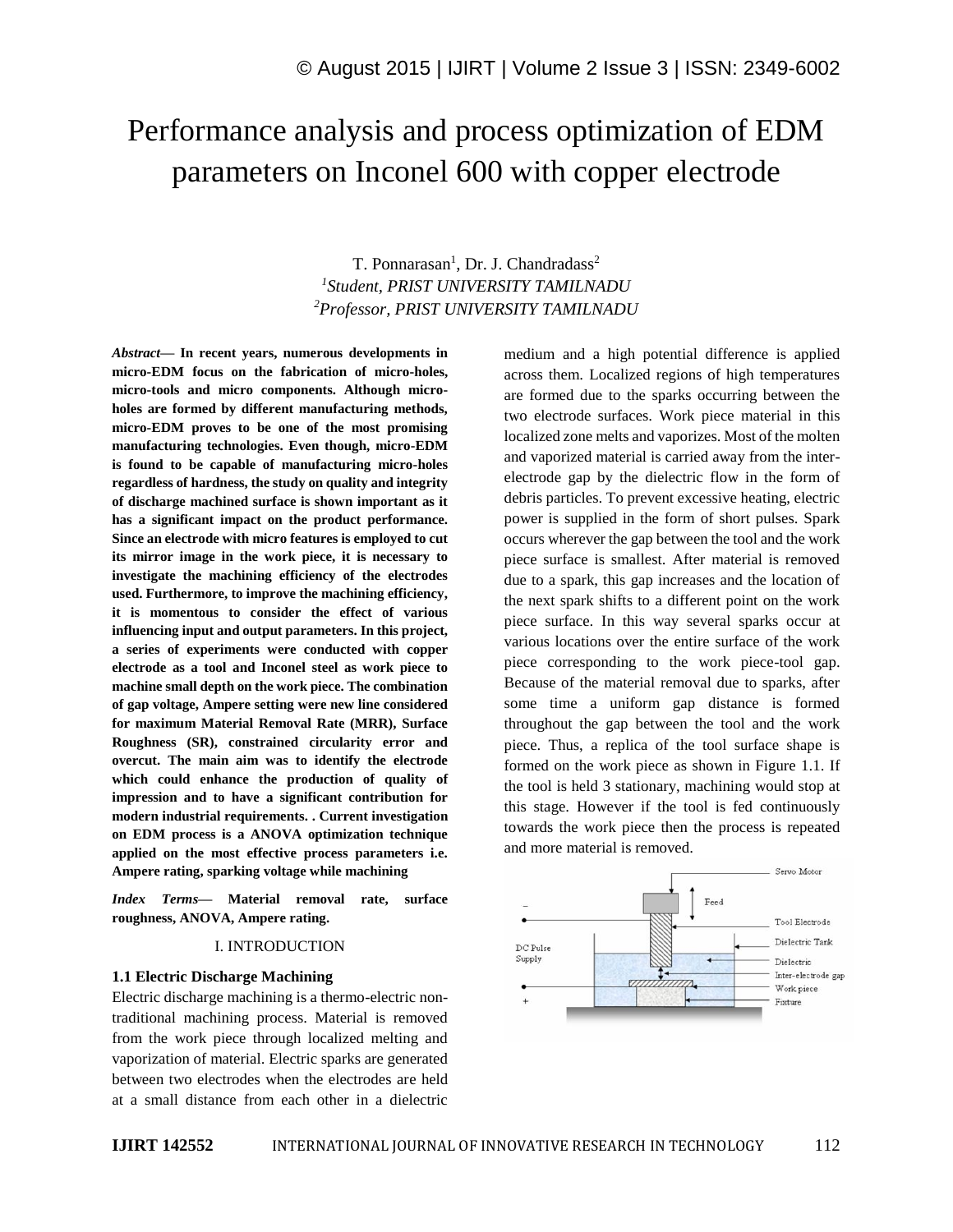# Performance analysis and process optimization of EDM parameters on Inconel 600 with copper electrode

T. Ponnarasan[1], Dr. J. Chandradass[2]

[1]*Student, PRIST UNIVERSITY TAMILNADU*

[2]*Professor, PRIST UNIVERSITY TAMILNADU*

***Abstract*— In recent years, numerous developments in micro-EDM focus on the fabrication of micro-holes, micro-tools and micro components. Although micro-holes are formed by different manufacturing methods, micro-EDM proves to be one of the most promising manufacturing technologies. Even though, micro-EDM is found to be capable of manufacturing micro-holes regardless of hardness, the study on quality and integrity of discharge machined surface is shown important as it has a significant impact on the product performance. Since an electrode with micro features is employed to cut its mirror image in the work piece, it is necessary to investigate the machining efficiency of the electrodes used. Furthermore, to improve the machining efficiency, it is momentous to consider the effect of various influencing input and output parameters. In this project, a series of experiments were conducted with copper electrode as a tool and Inconel steel as work piece to machine small depth on the work piece. The combination of gap voltage, Ampere setting were new line considered for maximum Material Removal Rate (MRR), Surface Roughness (SR), constrained circularity error and overcut. The main aim was to identify the electrode which could enhance the production of quality of impression and to have a significant contribution for modern industrial requirements. . Current investigation on EDM process is a ANOVA optimization technique applied on the most effective process parameters i.e. Ampere rating, sparking voltage while machining**

***Index Terms*— Material removal rate, surface roughness, ANOVA, Ampere rating.**

## I. INTRODUCTION

### 1.1 Electric Discharge Machining

Electric discharge machining is a thermo-electric non-traditional machining process. Material is removed from the work piece through localized melting and vaporization of material. Electric sparks are generated between two electrodes when the electrodes are held at a small distance from each other in a dielectric medium and a high potential difference is applied across them. Localized regions of high temperatures are formed due to the sparks occurring between the two electrode surfaces. Work piece material in this localized zone melts and vaporizes. Most of the molten and vaporized material is carried away from the inter-electrode gap by the dielectric flow in the form of debris particles. To prevent excessive heating, electric power is supplied in the form of short pulses. Spark occurs wherever the gap between the tool and the work piece surface is smallest. After material is removed due to a spark, this gap increases and the location of the next spark shifts to a different point on the work piece surface. In this way several sparks occur at various locations over the entire surface of the work piece corresponding to the work piece-tool gap. Because of the material removal due to sparks, after some time a uniform gap distance is formed throughout the gap between the tool and the work piece. Thus, a replica of the tool surface shape is formed on the work piece as shown in Figure 1.1. If the tool is held 3 stationary, machining would stop at this stage. However if the tool is fed continuously towards the work piece then the process is repeated and more material is removed.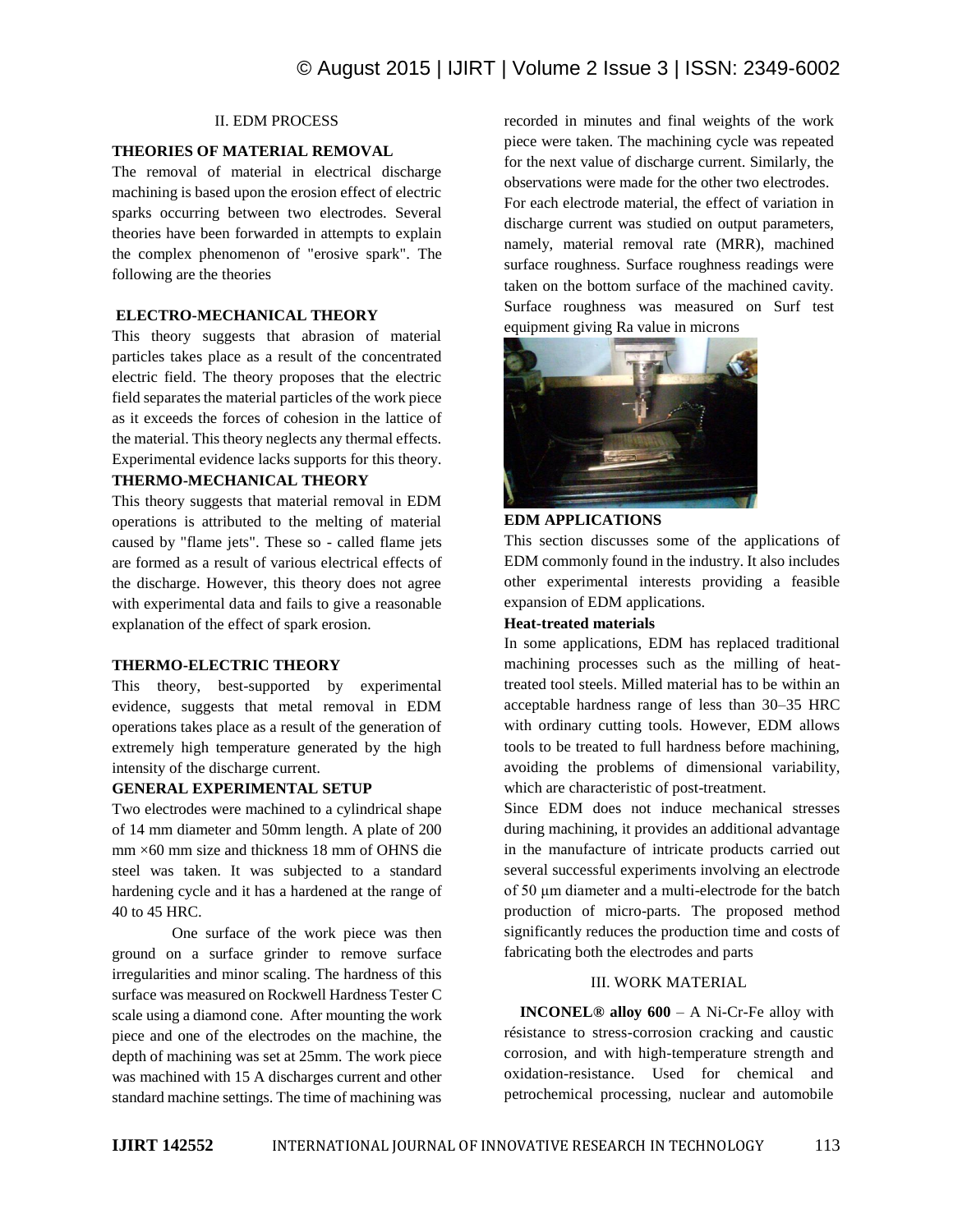## II. EDM PROCESS

### THEORIES OF MATERIAL REMOVAL

The removal of material in electrical discharge machining is based upon the erosion effect of electric sparks occurring between two electrodes. Several theories have been forwarded in attempts to explain the complex phenomenon of "erosive spark". The following are the theories

### ELECTRO-MECHANICAL THEORY

This theory suggests that abrasion of material particles takes place as a result of the concentrated electric field. The theory proposes that the electric field separates the material particles of the work piece as it exceeds the forces of cohesion in the lattice of the material. This theory neglects any thermal effects. Experimental evidence lacks supports for this theory.

### THERMO-MECHANICAL THEORY

This theory suggests that material removal in EDM operations is attributed to the melting of material caused by "flame jets". These so - called flame jets are formed as a result of various electrical effects of the discharge. However, this theory does not agree with experimental data and fails to give a reasonable explanation of the effect of spark erosion.

### THERMO-ELECTRIC THEORY

This theory, best-supported by experimental evidence, suggests that metal removal in EDM operations takes place as a result of the generation of extremely high temperature generated by the high intensity of the discharge current.

### GENERAL EXPERIMENTAL SETUP

Two electrodes were machined to a cylindrical shape of 14 mm diameter and 50mm length. A plate of 200 mm ×60 mm size and thickness 18 mm of OHNS die steel was taken. It was subjected to a standard hardening cycle and it has a hardened at the range of 40 to 45 HRC.

One surface of the work piece was then ground on a surface grinder to remove surface irregularities and minor scaling. The hardness of this surface was measured on Rockwell Hardness Tester C scale using a diamond cone. After mounting the work piece and one of the electrodes on the machine, the depth of machining was set at 25mm. The work piece was machined with 15 A discharges current and other standard machine settings. The time of machining was recorded in minutes and final weights of the work piece were taken. The machining cycle was repeated for the next value of discharge current. Similarly, the observations were made for the other two electrodes. For each electrode material, the effect of variation in discharge current was studied on output parameters, namely, material removal rate (MRR), machined surface roughness. Surface roughness readings were taken on the bottom surface of the machined cavity. Surface roughness was measured on Surf test equipment giving Ra value in microns

### EDM APPLICATIONS

This section discusses some of the applications of EDM commonly found in the industry. It also includes other experimental interests providing a feasible expansion of EDM applications.

#### Heat-treated materials

In some applications, EDM has replaced traditional machining processes such as the milling of heat-treated tool steels. Milled material has to be within an acceptable hardness range of less than 30–35 HRC with ordinary cutting tools. However, EDM allows tools to be treated to full hardness before machining, avoiding the problems of dimensional variability, which are characteristic of post-treatment.

Since EDM does not induce mechanical stresses during machining, it provides an additional advantage in the manufacture of intricate products carried out several successful experiments involving an electrode of 50 μm diameter and a multi-electrode for the batch production of micro-parts. The proposed method significantly reduces the production time and costs of fabricating both the electrodes and parts

## III. WORK MATERIAL

**INCONEL® alloy 600** – A Ni-Cr-Fe alloy with résistance to stress-corrosion cracking and caustic corrosion, and with high-temperature strength and oxidation-resistance. Used for chemical and petrochemical processing, nuclear and automobile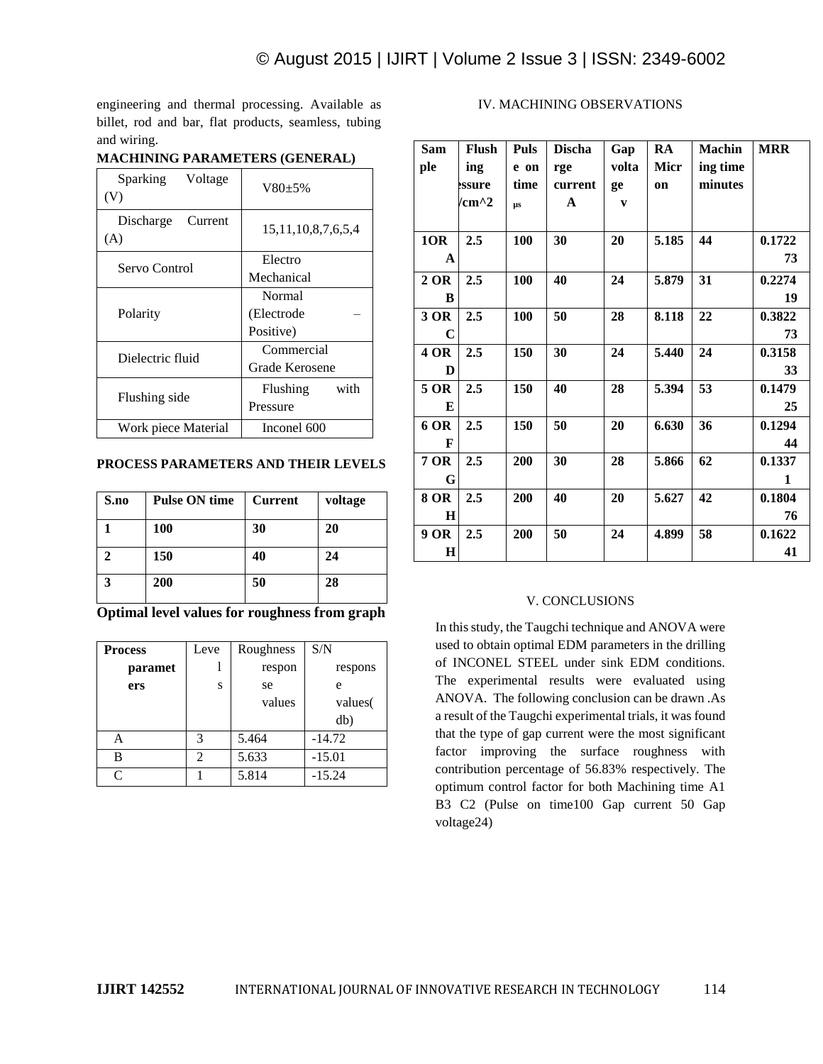engineering and thermal processing. Available as billet, rod and bar, flat products, seamless, tubing and wiring.

**MACHINING PARAMETERS (GENERAL)**

| Sparking Voltage (V) | V80±5% |
|---|---|
| Discharge Current (A) | 15,11,10,8,7,6,5,4 |
| Servo Control | Electro Mechanical |
| Polarity | Normal (Electrode – Positive) |
| Dielectric fluid | Commercial Grade Kerosene |
| Flushing side | Flushing with Pressure |
| Work piece Material | Inconel 600 |

**PROCESS PARAMETERS AND THEIR LEVELS**

| S.no | Pulse ON time | Current | voltage |
|---|---|---|---|
| 1 | 100 | 30 | 20 |
| 2 | 150 | 40 | 24 |
| 3 | 200 | 50 | 28 |

**Optimal level values for roughness from graph**

| Process parameters | Levels | Roughness response values | S/N response values(db) |
|---|---|---|---|
| A | 3 | 5.464 | -14.72 |
| B | 2 | 5.633 | -15.01 |
| C | 1 | 5.814 | -15.24 |

## IV. MACHINING OBSERVATIONS

| Sample | Flushing pressure /cm^2 | Pulse on time µs | Discharge current A | Gap voltage v | RA Micron | Machining time minutes | MRR |
|---|---|---|---|---|---|---|---|
| 1OR A | 2.5 | 100 | 30 | 20 | 5.185 | 44 | 0.172273 |
| 2 OR B | 2.5 | 100 | 40 | 24 | 5.879 | 31 | 0.227419 |
| 3 OR C | 2.5 | 100 | 50 | 28 | 8.118 | 22 | 0.382273 |
| 4 OR D | 2.5 | 150 | 30 | 24 | 5.440 | 24 | 0.315833 |
| 5 OR E | 2.5 | 150 | 40 | 28 | 5.394 | 53 | 0.147925 |
| 6 OR F | 2.5 | 150 | 50 | 20 | 6.630 | 36 | 0.129444 |
| 7 OR G | 2.5 | 200 | 30 | 28 | 5.866 | 62 | 0.13371 |
| 8 OR H | 2.5 | 200 | 40 | 20 | 5.627 | 42 | 0.180476 |
| 9 OR H | 2.5 | 200 | 50 | 24 | 4.899 | 58 | 0.162241 |

## V. CONCLUSIONS

In this study, the Taugchi technique and ANOVA were used to obtain optimal EDM parameters in the drilling of INCONEL STEEL under sink EDM conditions. The experimental results were evaluated using ANOVA. The following conclusion can be drawn .As a result of the Taugchi experimental trials, it was found that the type of gap current were the most significant factor improving the surface roughness with contribution percentage of 56.83% respectively. The optimum control factor for both Machining time A1 B3 C2 (Pulse on time100 Gap current 50 Gap voltage24)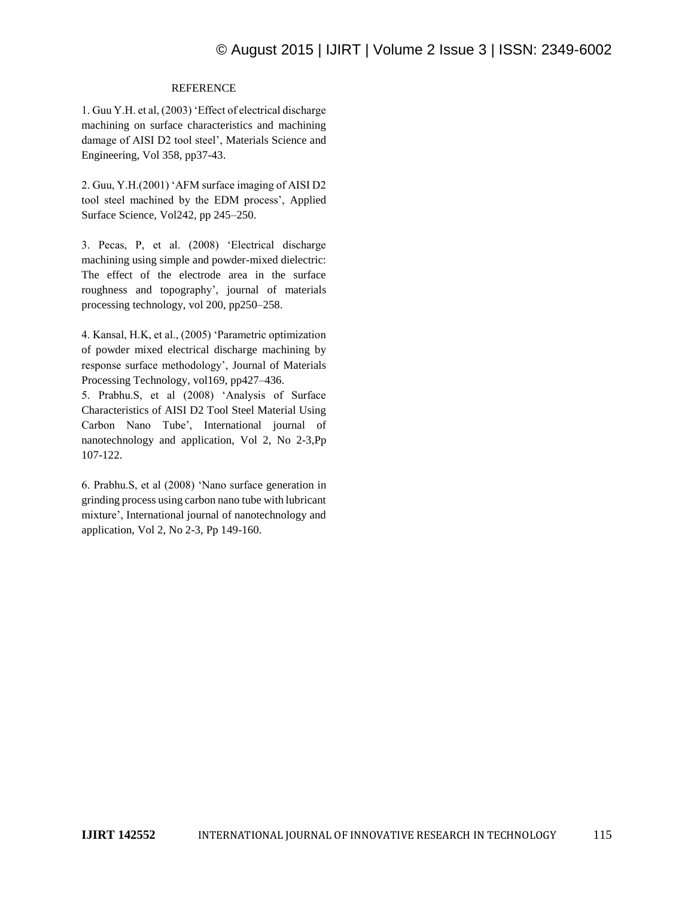## REFERENCE

1. Guu Y.H. et al, (2003) 'Effect of electrical discharge machining on surface characteristics and machining damage of AISI D2 tool steel', Materials Science and Engineering, Vol 358, pp37-43.

2. Guu, Y.H.(2001) 'AFM surface imaging of AISI D2 tool steel machined by the EDM process', Applied Surface Science, Vol242, pp 245–250.

3. Pecas, P, et al. (2008) 'Electrical discharge machining using simple and powder-mixed dielectric: The effect of the electrode area in the surface roughness and topography', journal of materials processing technology, vol 200, pp250–258.

4. Kansal, H.K, et al., (2005) 'Parametric optimization of powder mixed electrical discharge machining by response surface methodology', Journal of Materials Processing Technology, vol169, pp427–436.

5. Prabhu.S, et al (2008) 'Analysis of Surface Characteristics of AISI D2 Tool Steel Material Using Carbon Nano Tube', International journal of nanotechnology and application, Vol 2, No 2-3,Pp 107-122.

6. Prabhu.S, et al (2008) 'Nano surface generation in grinding process using carbon nano tube with lubricant mixture', International journal of nanotechnology and application, Vol 2, No 2-3, Pp 149-160.